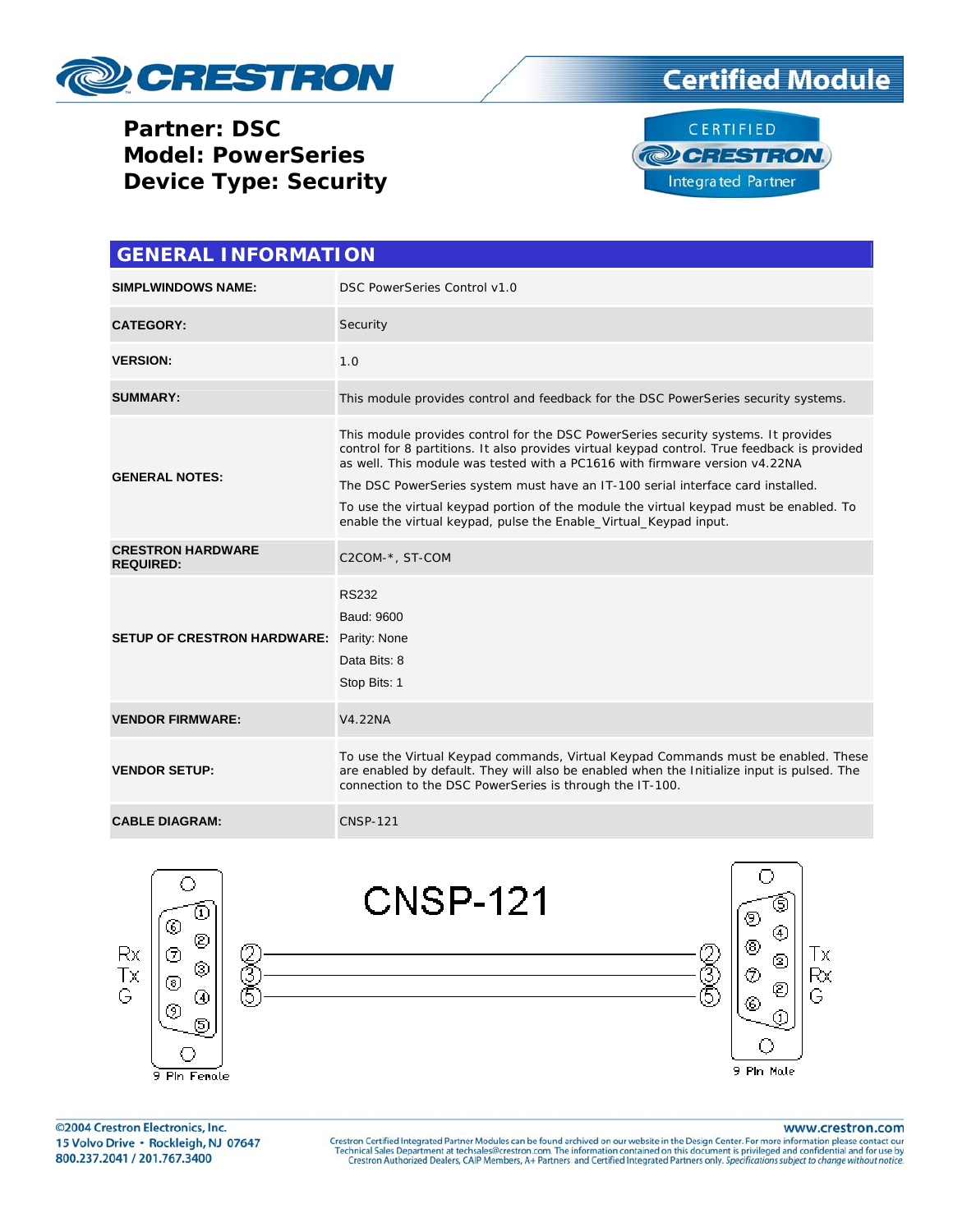# Partner: DSC
# Model: PowerSeries
# Device Type: Security

## GENERAL INFORMATION

| | |
|---|---|
| **SIMPLWINDOWS NAME:** | DSC PowerSeries Control v1.0 |
| **CATEGORY:** | Security |
| **VERSION:** | 1.0 |
| **SUMMARY:** | This module provides control and feedback for the DSC PowerSeries security systems. |
| **GENERAL NOTES:** | This module provides control for the DSC PowerSeries security systems. It provides control for 8 partitions. It also provides virtual keypad control. True feedback is provided as well. This module was tested with a PC1616 with firmware version v4.22NA<br><br>The DSC PowerSeries system must have an IT-100 serial interface card installed.<br><br>To use the virtual keypad portion of the module the virtual keypad must be enabled. To enable the virtual keypad, pulse the Enable_Virtual_Keypad input. |
| **CRESTRON HARDWARE REQUIRED:** | C2COM-*, ST-COM |
| **SETUP OF CRESTRON HARDWARE:** | RS232<br>Baud: 9600<br>Parity: None<br>Data Bits: 8<br>Stop Bits: 1 |
| **VENDOR FIRMWARE:** | V4.22NA |
| **VENDOR SETUP:** | To use the Virtual Keypad commands, Virtual Keypad Commands must be enabled. These are enabled by default. They will also be enabled when the Initialize input is pulsed. The connection to the DSC PowerSeries is through the IT-100. |
| **CABLE DIAGRAM:** | CNSP-121 |

**CNSP-121**

| 9 Pin Female | | 9 Pin Male | |
|---|---|---|---|
| Rx | 2 | 2 | Tx |
| Tx | 3 | 3 | Rx |
| G | 5 | 5 | G |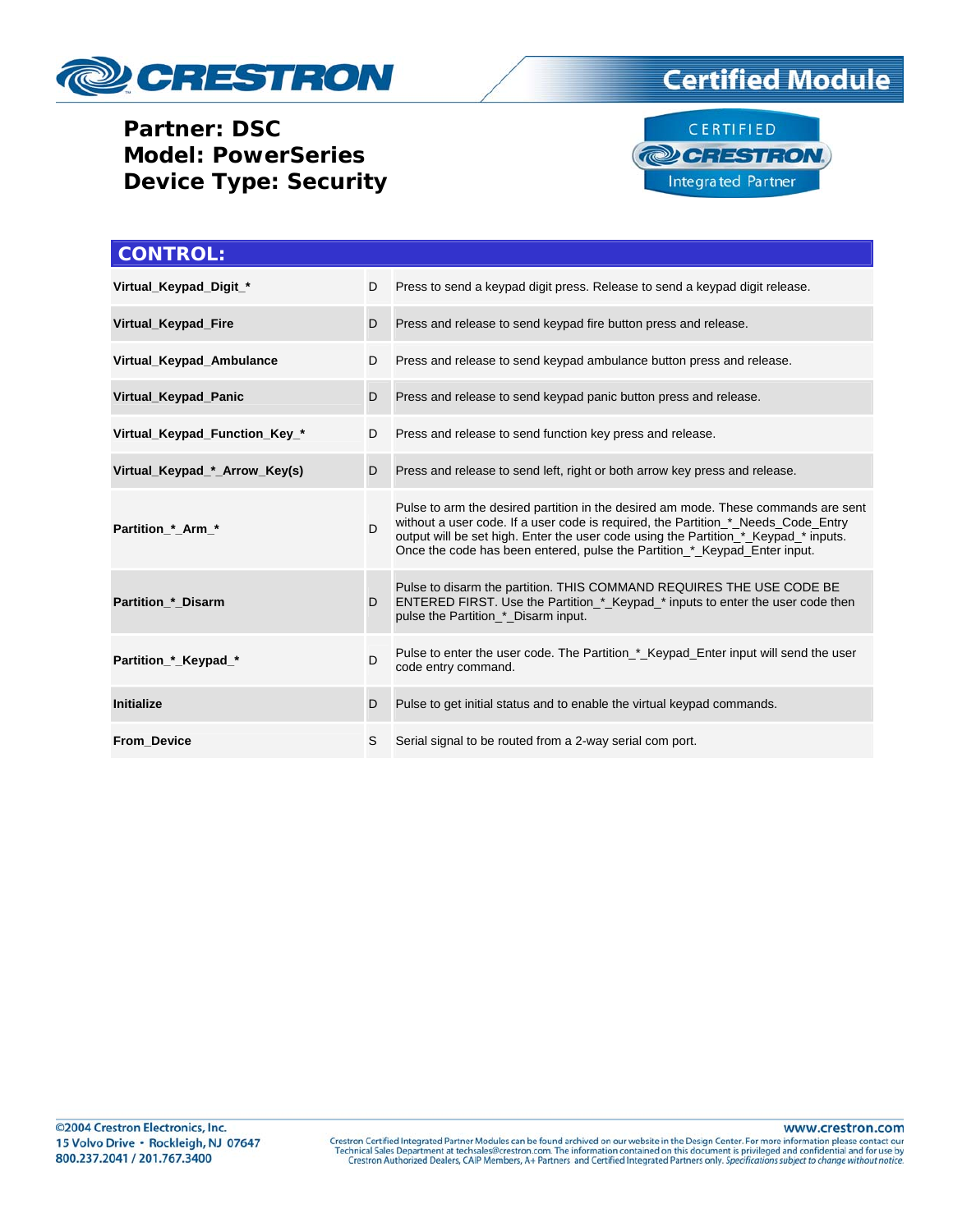**Partner: DSC**
**Model: PowerSeries**
**Device Type: Security**

## CONTROL:

| | | |
|---|---|---|
| **Virtual_Keypad_Digit_*** | D | Press to send a keypad digit press. Release to send a keypad digit release. |
| **Virtual_Keypad_Fire** | D | Press and release to send keypad fire button press and release. |
| **Virtual_Keypad_Ambulance** | D | Press and release to send keypad ambulance button press and release. |
| **Virtual_Keypad_Panic** | D | Press and release to send keypad panic button press and release. |
| **Virtual_Keypad_Function_Key_*** | D | Press and release to send function key press and release. |
| **Virtual_Keypad_*_Arrow_Key(s)** | D | Press and release to send left, right or both arrow key press and release. |
| **Partition_*_Arm_*** | D | Pulse to arm the desired partition in the desired am mode. These commands are sent without a user code. If a user code is required, the Partition_*_Needs_Code_Entry output will be set high. Enter the user code using the Partition_*_Keypad_* inputs. Once the code has been entered, pulse the Partition_*_Keypad_Enter input. |
| **Partition_*_Disarm** | D | Pulse to disarm the partition. THIS COMMAND REQUIRES THE USE CODE BE ENTERED FIRST. Use the Partition_*_Keypad_* inputs to enter the user code then pulse the Partition_*_Disarm input. |
| **Partition_*_Keypad_*** | D | Pulse to enter the user code. The Partition_*_Keypad_Enter input will send the user code entry command. |
| **Initialize** | D | Pulse to get initial status and to enable the virtual keypad commands. |
| **From_Device** | S | Serial signal to be routed from a 2-way serial com port. |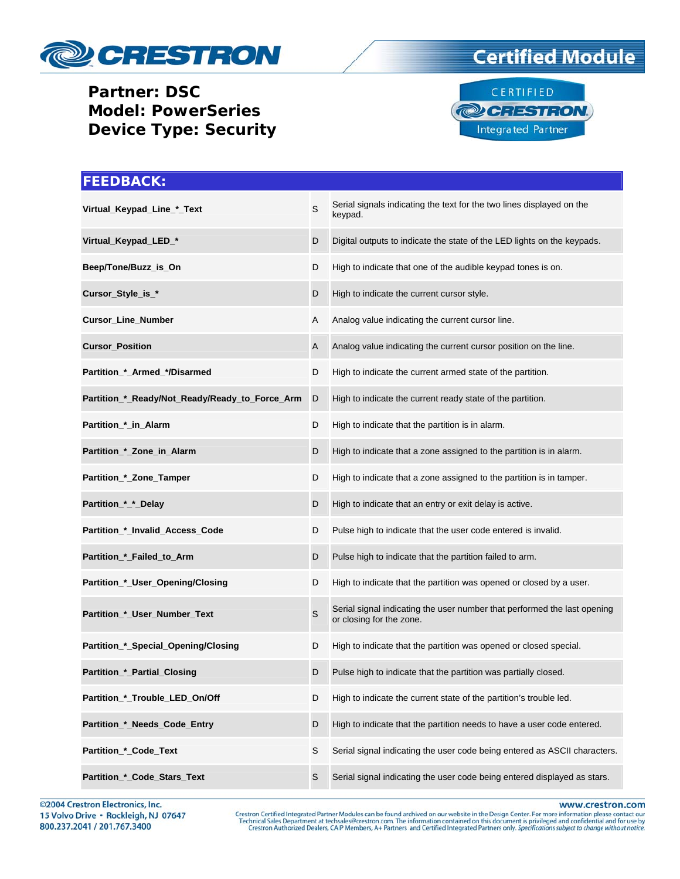**Partner: DSC**
**Model: PowerSeries**
**Device Type: Security**

## FEEDBACK:

| | | |
|---|---|---|
| **Virtual_Keypad_Line_*_Text** | S | Serial signals indicating the text for the two lines displayed on the keypad. |
| **Virtual_Keypad_LED_*** | D | Digital outputs to indicate the state of the LED lights on the keypads. |
| **Beep/Tone/Buzz_is_On** | D | High to indicate that one of the audible keypad tones is on. |
| **Cursor_Style_is_*** | D | High to indicate the current cursor style. |
| **Cursor_Line_Number** | A | Analog value indicating the current cursor line. |
| **Cursor_Position** | A | Analog value indicating the current cursor position on the line. |
| **Partition_*_Armed_*/Disarmed** | D | High to indicate the current armed state of the partition. |
| **Partition_*_Ready/Not_Ready/Ready_to_Force_Arm** | D | High to indicate the current ready state of the partition. |
| **Partition_*_in_Alarm** | D | High to indicate that the partition is in alarm. |
| **Partition_*_Zone_in_Alarm** | D | High to indicate that a zone assigned to the partition is in alarm. |
| **Partition_*_Zone_Tamper** | D | High to indicate that a zone assigned to the partition is in tamper. |
| **Partition_*_*_Delay** | D | High to indicate that an entry or exit delay is active. |
| **Partition_*_Invalid_Access_Code** | D | Pulse high to indicate that the user code entered is invalid. |
| **Partition_*_Failed_to_Arm** | D | Pulse high to indicate that the partition failed to arm. |
| **Partition_*_User_Opening/Closing** | D | High to indicate that the partition was opened or closed by a user. |
| **Partition_*_User_Number_Text** | S | Serial signal indicating the user number that performed the last opening or closing for the zone. |
| **Partition_*_Special_Opening/Closing** | D | High to indicate that the partition was opened or closed special. |
| **Partition_*_Partial_Closing** | D | Pulse high to indicate that the partition was partially closed. |
| **Partition_*_Trouble_LED_On/Off** | D | High to indicate the current state of the partition's trouble led. |
| **Partition_*_Needs_Code_Entry** | D | High to indicate that the partition needs to have a user code entered. |
| **Partition_*_Code_Text** | S | Serial signal indicating the user code being entered as ASCII characters. |
| **Partition_*_Code_Stars_Text** | S | Serial signal indicating the user code being entered displayed as stars. |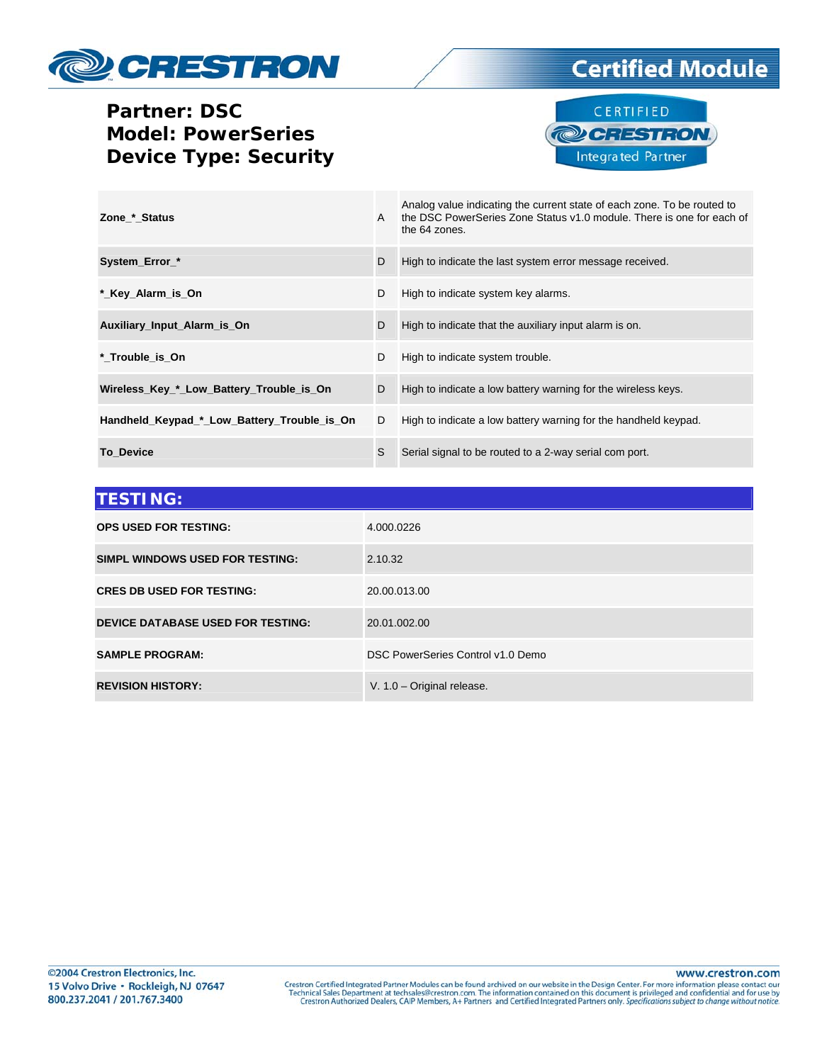**Partner: DSC**
**Model: PowerSeries**
**Device Type: Security**

| | | |
|---|---|---|
| **Zone_*_Status** | A | Analog value indicating the current state of each zone. To be routed to the DSC PowerSeries Zone Status v1.0 module. There is one for each of the 64 zones. |
| **System_Error_*** | D | High to indicate the last system error message received. |
| ***_Key_Alarm_is_On** | D | High to indicate system key alarms. |
| **Auxiliary_Input_Alarm_is_On** | D | High to indicate that the auxiliary input alarm is on. |
| ***_Trouble_is_On** | D | High to indicate system trouble. |
| **Wireless_Key_*_Low_Battery_Trouble_is_On** | D | High to indicate a low battery warning for the wireless keys. |
| **Handheld_Keypad_*_Low_Battery_Trouble_is_On** | D | High to indicate a low battery warning for the handheld keypad. |
| **To_Device** | S | Serial signal to be routed to a 2-way serial com port. |

## TESTING:

| | |
|---|---|
| **OPS USED FOR TESTING:** | 4.000.0226 |
| **SIMPL WINDOWS USED FOR TESTING:** | 2.10.32 |
| **CRES DB USED FOR TESTING:** | 20.00.013.00 |
| **DEVICE DATABASE USED FOR TESTING:** | 20.01.002.00 |
| **SAMPLE PROGRAM:** | DSC PowerSeries Control v1.0 Demo |
| **REVISION HISTORY:** | V. 1.0 – Original release. |

©2004 Crestron Electronics, Inc.
15 Volvo Drive • Rockleigh, NJ 07647
800.237.2041 / 201.767.3400

www.crestron.com

Crestron Certified Integrated Partner Modules can be found archived on our website in the Design Center. For more information please contact our Technical Sales Department at techsales@crestron.com. The information contained on this document is privileged and confidential and for use by Crestron Authorized Dealers, CAIP Members, A+ Partners and Certified Integrated Partners only. *Specifications subject to change without notice.*